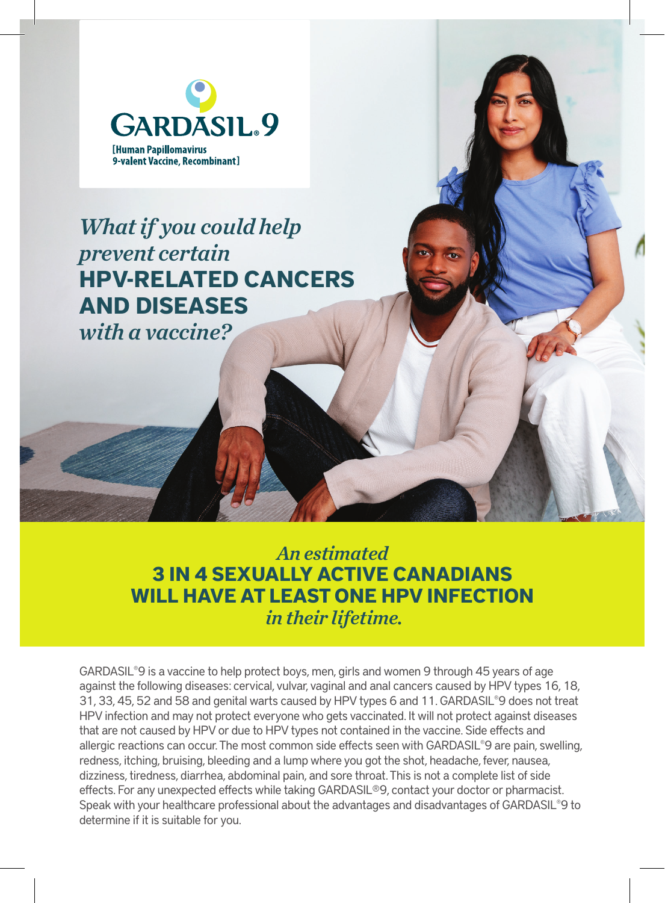**GARDASIL®9**

**[Human Papillomavirus 9-valent Vaccine, Recombinant]**

# *What if you could help prevent certain* **HPV-RELATED CANCERS AND DISEASES** *with a vaccine?*

## *An estimated* **3 IN 4 SEXUALLY ACTIVE CANADIANS WILL HAVE AT LEAST ONE HPV INFECTION** *in their lifetime.*

GARDASIL®9 is a vaccine to help protect boys, men, girls and women 9 through 45 years of age against the following diseases: cervical, vulvar, vaginal and anal cancers caused by HPV types 16, 18, 31, 33, 45, 52 and 58 and genital warts caused by HPV types 6 and 11. GARDASIL®9 does not treat HPV infection and may not protect everyone who gets vaccinated. It will not protect against diseases that are not caused by HPV or due to HPV types not contained in the vaccine. Side effects and allergic reactions can occur. The most common side effects seen with GARDASIL®9 are pain, swelling, redness, itching, bruising, bleeding and a lump where you got the shot, headache, fever, nausea, dizziness, tiredness, diarrhea, abdominal pain, and sore throat. This is not a complete list of side effects. For any unexpected effects while taking GARDASIL®9, contact your doctor or pharmacist. Speak with your healthcare professional about the advantages and disadvantages of GARDASIL®9 to determine if it is suitable for you.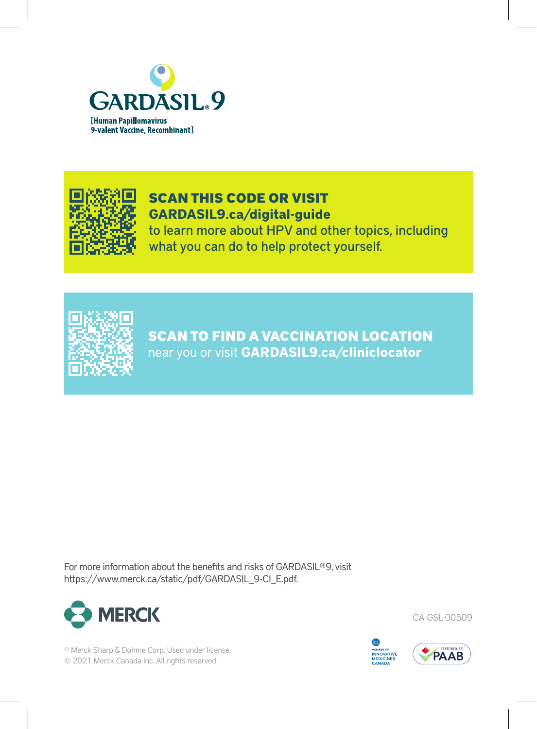GARDASIL®9

[Human Papillomavirus 9-valent Vaccine, Recombinant]

**SCAN THIS CODE OR VISIT**
**GARDASIL9.ca/digital-guide**
to learn more about HPV and other topics, including what you can do to help protect yourself.

**SCAN TO FIND A VACCINATION LOCATION**
near you or visit **GARDASIL9.ca/cliniclocator**

For more information about the benefits and risks of GARDASIL®9, visit https://www.merck.ca/static/pdf/GARDASIL_9-CI_E.pdf.

MERCK

CA-GSL-00509

® Merck Sharp & Dohme Corp. Used under license.
© 2021 Merck Canada Inc. All rights reserved.

MEMBER OF INNOVATIVE MEDICINES CANADA

REVIEWED BY PAAB